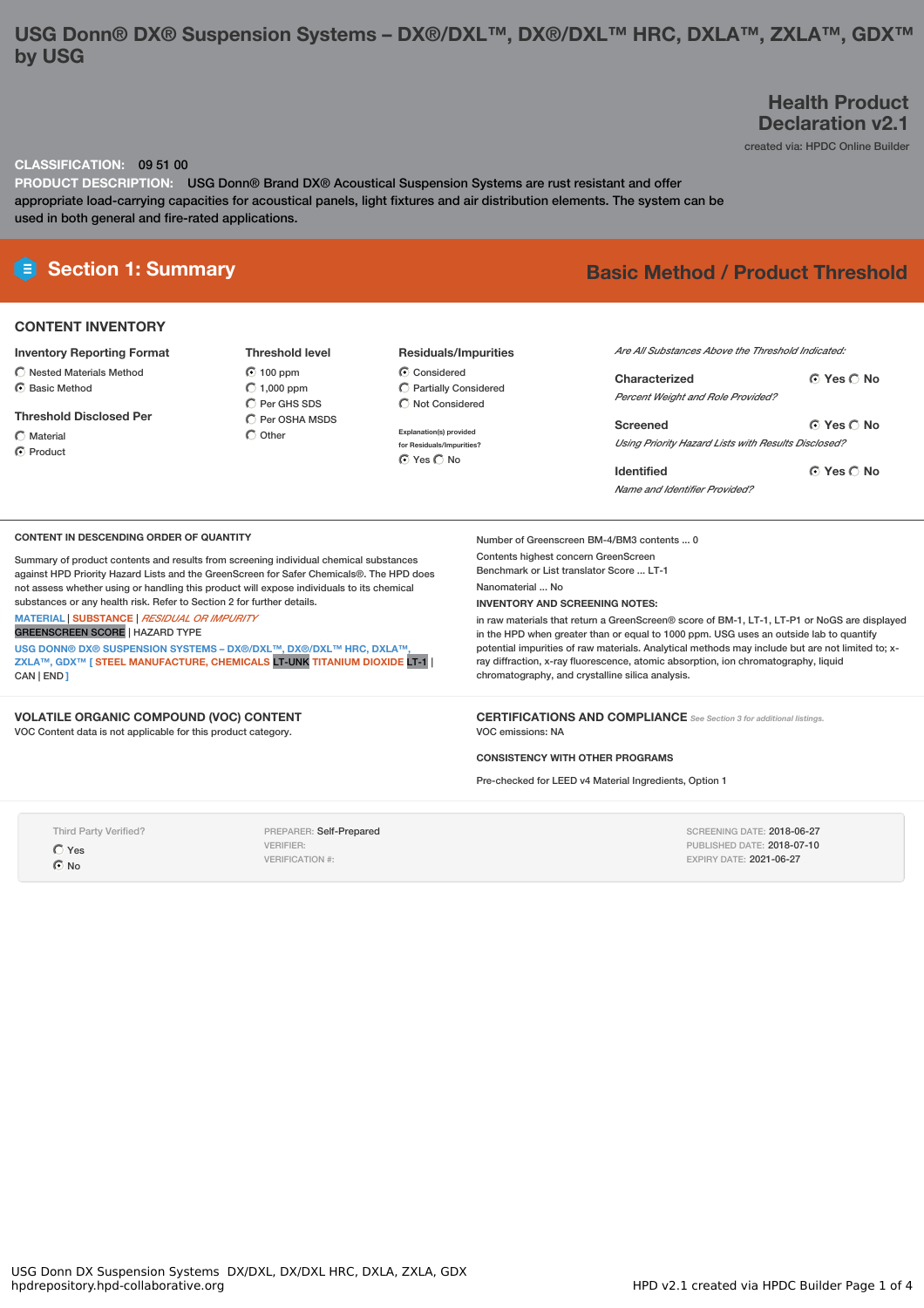# USG Donn® DX® Suspension Systems – DX®/DXL™, DX®/DXL™ HRC, DXLA™, ZXLA™, GDX™ by USG

## Health Product Declaration v2.1

created via: HPDC Online Builder

**CLASSIFICATION:** 09 51 00

**PRODUCT DESCRIPTION:** USG Donn® Brand DX® Acoustical Suspension Systems are rust resistant and offer appropriate load-carrying capacities for acoustical panels, light fixtures and air distribution elements. The system can be used in both general and fire-rated applications.

## Section 1: Summary

**Basic Method / Product Threshold**

### CONTENT INVENTORY

**Inventory Reporting Format**
- ○ Nested Materials Method
- ◉ Basic Method

**Threshold Disclosed Per**
- ○ Material
- ◉ Product

**Threshold level**
- ◉ 100 ppm
- ○ 1,000 ppm
- ○ Per GHS SDS
- ○ Per OSHA MSDS
- ○ Other

**Residuals/Impurities**
- ◉ Considered
- ○ Partially Considered
- ○ Not Considered

Explanation(s) provided for Residuals/Impurities?
◉ Yes ○ No

*Are All Substances Above the Threshold Indicated:*

**Characterized** ◉ Yes ○ No
*Percent Weight and Role Provided?*

**Screened** ◉ Yes ○ No
*Using Priority Hazard Lists with Results Disclosed?*

**Identified** ◉ Yes ○ No
*Name and Identifier Provided?*

### CONTENT IN DESCENDING ORDER OF QUANTITY

Summary of product contents and results from screening individual chemical substances against HPD Priority Hazard Lists and the GreenScreen for Safer Chemicals®. The HPD does not assess whether using or handling this product will expose individuals to its chemical substances or any health risk. Refer to Section 2 for further details.

MATERIAL | SUBSTANCE | *RESIDUAL OR IMPURITY*
GREENSCREEN SCORE | HAZARD TYPE

USG DONN® DX® SUSPENSION SYSTEMS – DX®/DXL™, DX®/DXL™ HRC, DXLA™, ZXLA™, GDX™ [ STEEL MANUFACTURE, CHEMICALS LT-UNK TITANIUM DIOXIDE LT-1 | CAN | END ]

Number of Greenscreen BM-4/BM3 contents ... 0

Contents highest concern GreenScreen Benchmark or List translator Score ... LT-1

Nanomaterial ... No

**INVENTORY AND SCREENING NOTES:**

in raw materials that return a GreenScreen® score of BM-1, LT-1, LT-P1 or NoGS are displayed in the HPD when greater than or equal to 1000 ppm. USG uses an outside lab to quantify potential impurities of raw materials. Analytical methods may include but are not limited to; x-ray diffraction, x-ray fluorescence, atomic absorption, ion chromatography, liquid chromatography, and crystalline silica analysis.

### VOLATILE ORGANIC COMPOUND (VOC) CONTENT

VOC Content data is not applicable for this product category.

### CERTIFICATIONS AND COMPLIANCE

*See Section 3 for additional listings.*

VOC emissions: NA

**CONSISTENCY WITH OTHER PROGRAMS**

Pre-checked for LEED v4 Material Ingredients, Option 1

Third Party Verified?
- ○ Yes
- ◉ No

PREPARER: Self-Prepared
VERIFIER:
VERIFICATION #:

SCREENING DATE: 2018-06-27
PUBLISHED DATE: 2018-07-10
EXPIRY DATE: 2021-06-27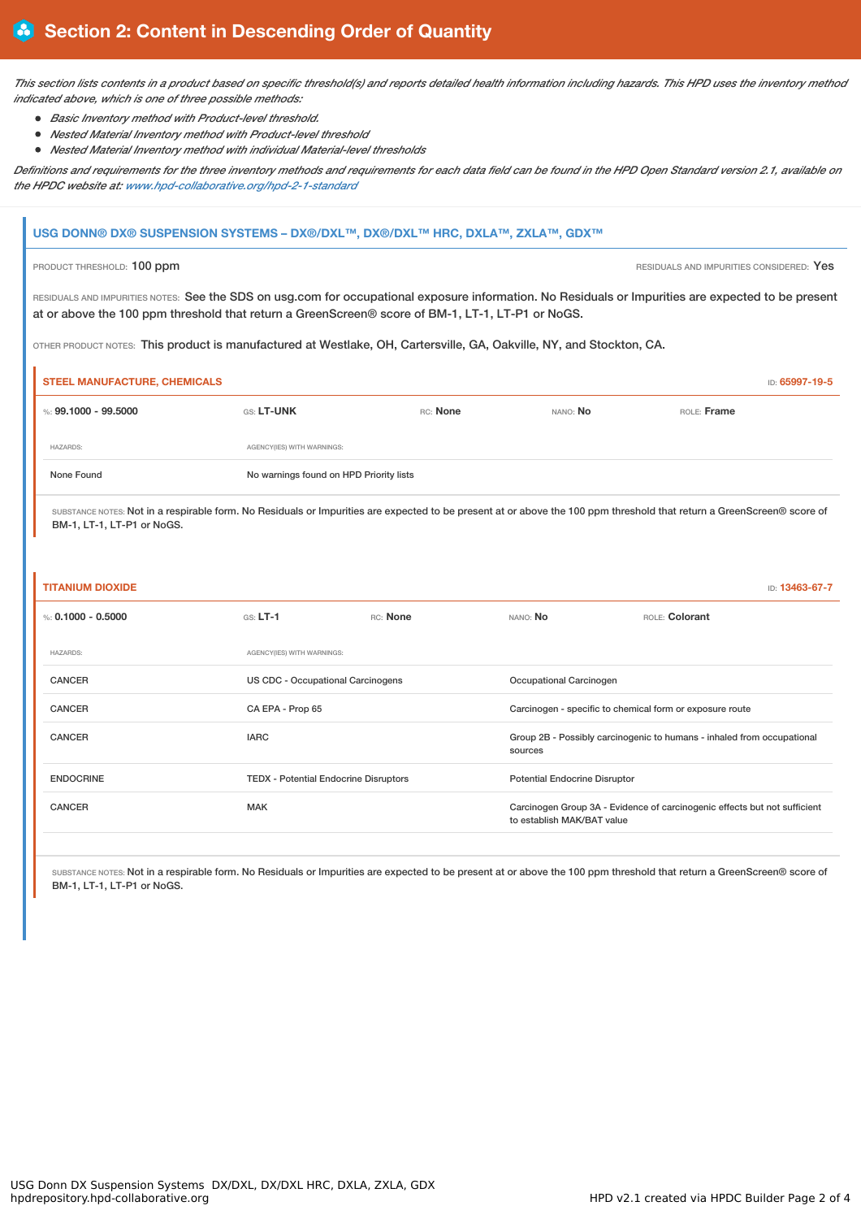## Section 2: Content in Descending Order of Quantity

*This section lists contents in a product based on specific threshold(s) and reports detailed health information including hazards. This HPD uses the inventory method indicated above, which is one of three possible methods:*

- *Basic Inventory method with Product-level threshold.*
- *Nested Material Inventory method with Product-level threshold*
- *Nested Material Inventory method with individual Material-level thresholds*

*Definitions and requirements for the three inventory methods and requirements for each data field can be found in the HPD Open Standard version 2.1, available on the HPDC website at: www.hpd-collaborative.org/hpd-2-1-standard*

### USG DONN® DX® SUSPENSION SYSTEMS – DX®/DXL™, DX®/DXL™ HRC, DXLA™, ZXLA™, GDX™

PRODUCT THRESHOLD: 100 ppm

RESIDUALS AND IMPURITIES CONSIDERED: Yes

RESIDUALS AND IMPURITIES NOTES: See the SDS on usg.com for occupational exposure information. No Residuals or Impurities are expected to be present at or above the 100 ppm threshold that return a GreenScreen® score of BM-1, LT-1, LT-P1 or NoGS.

OTHER PRODUCT NOTES: This product is manufactured at Westlake, OH, Cartersville, GA, Oakville, NY, and Stockton, CA.

#### STEEL MANUFACTURE, CHEMICALS

ID: 65997-19-5

%: **99.1000 - 99.5000** | GS: **LT-UNK** | RC: **None** | NANO: **No** | ROLE: **Frame**

| HAZARDS: | AGENCY(IES) WITH WARNINGS: |
|---|---|
| None Found | No warnings found on HPD Priority lists |

SUBSTANCE NOTES: Not in a respirable form. No Residuals or Impurities are expected to be present at or above the 100 ppm threshold that return a GreenScreen® score of BM-1, LT-1, LT-P1 or NoGS.

#### TITANIUM DIOXIDE

ID: 13463-67-7

%: **0.1000 - 0.5000** | GS: **LT-1** | RC: **None** | NANO: **No** | ROLE: **Colorant**

| HAZARDS: | AGENCY(IES) WITH WARNINGS: | |
|---|---|---|
| CANCER | US CDC - Occupational Carcinogens | Occupational Carcinogen |
| CANCER | CA EPA - Prop 65 | Carcinogen - specific to chemical form or exposure route |
| CANCER | IARC | Group 2B - Possibly carcinogenic to humans - inhaled from occupational sources |
| ENDOCRINE | TEDX - Potential Endocrine Disruptors | Potential Endocrine Disruptor |
| CANCER | MAK | Carcinogen Group 3A - Evidence of carcinogenic effects but not sufficient to establish MAK/BAT value |

SUBSTANCE NOTES: Not in a respirable form. No Residuals or Impurities are expected to be present at or above the 100 ppm threshold that return a GreenScreen® score of BM-1, LT-1, LT-P1 or NoGS.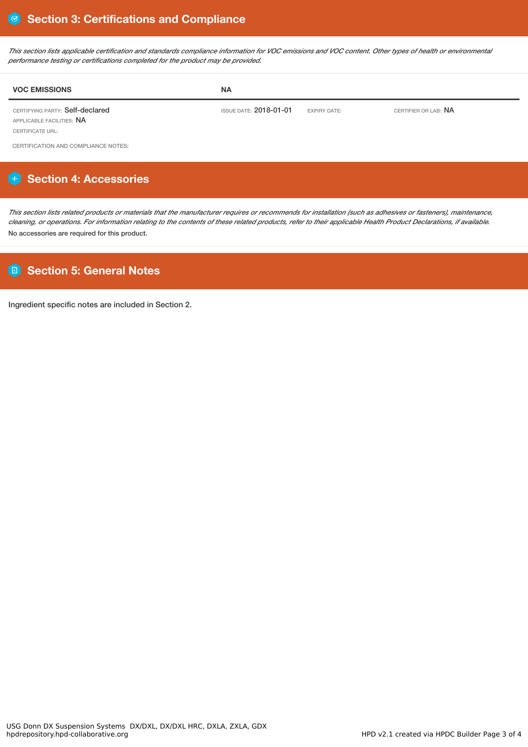## Section 3: Certifications and Compliance

*This section lists applicable certification and standards compliance information for VOC emissions and VOC content. Other types of health or environmental performance testing or certifications completed for the product may be provided.*

| VOC EMISSIONS | NA | | |
|---|---|---|---|
| CERTIFYING PARTY: Self-declared<br>APPLICABLE FACILITIES: NA<br>CERTIFICATE URL: | ISSUE DATE: 2018-01-01 | EXPIRY DATE: | CERTIFIER OR LAB: NA |

CERTIFICATION AND COMPLIANCE NOTES:

## Section 4: Accessories

*This section lists related products or materials that the manufacturer requires or recommends for installation (such as adhesives or fasteners), maintenance, cleaning, or operations. For information relating to the contents of these related products, refer to their applicable Health Product Declarations, if available.*

No accessories are required for this product.

## Section 5: General Notes

Ingredient specific notes are included in Section 2.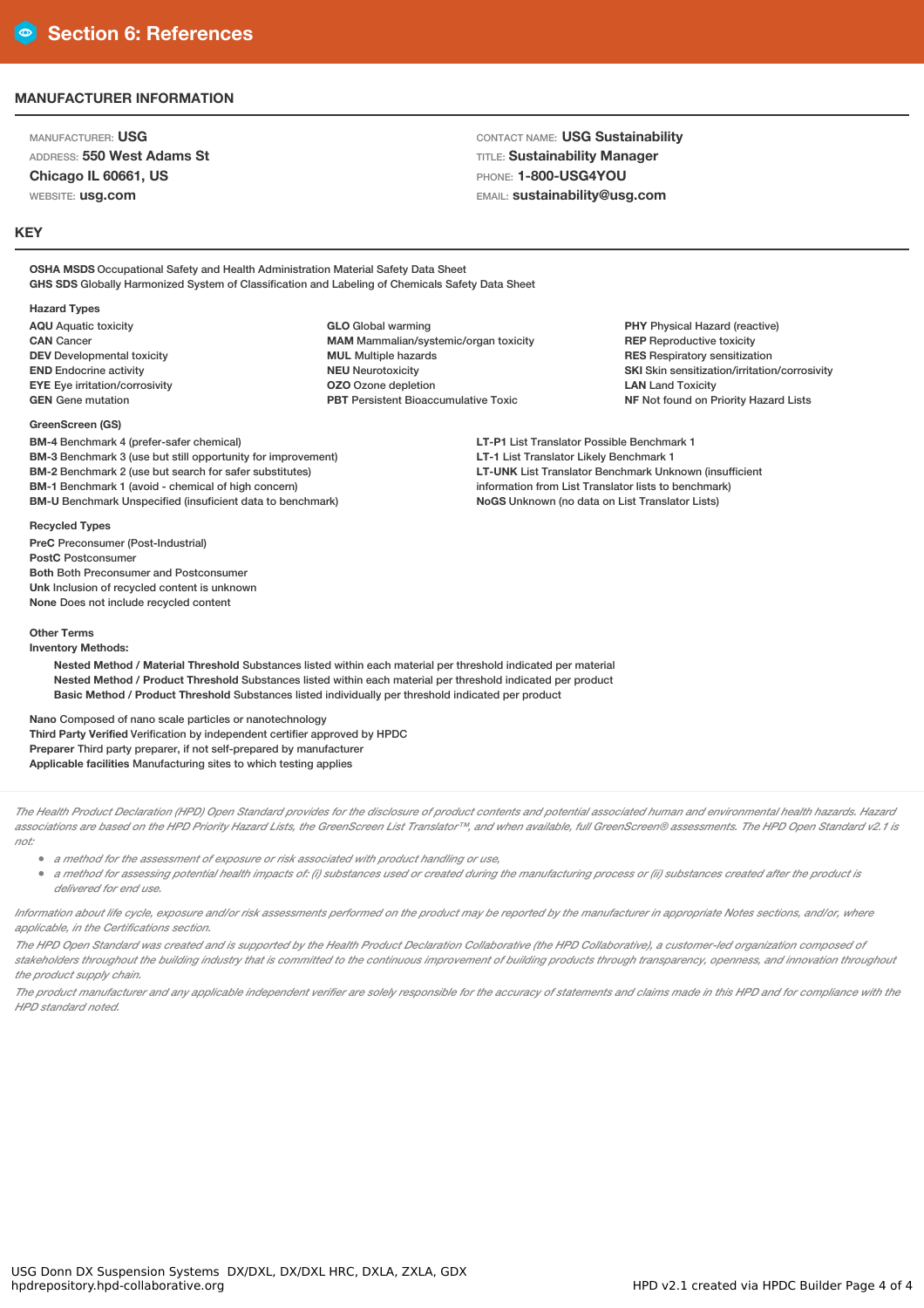# Section 6: References

## MANUFACTURER INFORMATION

MANUFACTURER: **USG**
ADDRESS: **550 West Adams St**
**Chicago IL 60661, US**
WEBSITE: **usg.com**

CONTACT NAME: **USG Sustainability**
TITLE: **Sustainability Manager**
PHONE: **1-800-USG4YOU**
EMAIL: **sustainability@usg.com**

## KEY

**OSHA MSDS** Occupational Safety and Health Administration Material Safety Data Sheet
**GHS SDS** Globally Harmonized System of Classification and Labeling of Chemicals Safety Data Sheet

**Hazard Types**

**AQU** Aquatic toxicity
**CAN** Cancer
**DEV** Developmental toxicity
**END** Endocrine activity
**EYE** Eye irritation/corrosivity
**GEN** Gene mutation
**GLO** Global warming
**MAM** Mammalian/systemic/organ toxicity
**MUL** Multiple hazards
**NEU** Neurotoxicity
**OZO** Ozone depletion
**PBT** Persistent Bioaccumulative Toxic
**PHY** Physical Hazard (reactive)
**REP** Reproductive toxicity
**RES** Respiratory sensitization
**SKI** Skin sensitization/irritation/corrosivity
**LAN** Land Toxicity
**NF** Not found on Priority Hazard Lists

**GreenScreen (GS)**

**BM-4** Benchmark 4 (prefer-safer chemical)
**BM-3** Benchmark 3 (use but still opportunity for improvement)
**BM-2** Benchmark 2 (use but search for safer substitutes)
**BM-1** Benchmark 1 (avoid - chemical of high concern)
**BM-U** Benchmark Unspecified (insuficient data to benchmark)
**LT-P1** List Translator Possible Benchmark 1
**LT-1** List Translator Likely Benchmark 1
**LT-UNK** List Translator Benchmark Unknown (insufficient information from List Translator lists to benchmark)
**NoGS** Unknown (no data on List Translator Lists)

**Recycled Types**

**PreC** Preconsumer (Post-Industrial)
**PostC** Postconsumer
**Both** Both Preconsumer and Postconsumer
**Unk** Inclusion of recycled content is unknown
**None** Does not include recycled content

**Other Terms**
**Inventory Methods:**

**Nested Method / Material Threshold** Substances listed within each material per threshold indicated per material
**Nested Method / Product Threshold** Substances listed within each material per threshold indicated per product
**Basic Method / Product Threshold** Substances listed individually per threshold indicated per product

**Nano** Composed of nano scale particles or nanotechnology
**Third Party Verified** Verification by independent certifier approved by HPDC
**Preparer** Third party preparer, if not self-prepared by manufacturer
**Applicable facilities** Manufacturing sites to which testing applies

*The Health Product Declaration (HPD) Open Standard provides for the disclosure of product contents and potential associated human and environmental health hazards. Hazard associations are based on the HPD Priority Hazard Lists, the GreenScreen List Translator™, and when available, full GreenScreen® assessments. The HPD Open Standard v2.1 is not:*

- *a method for the assessment of exposure or risk associated with product handling or use,*
- *a method for assessing potential health impacts of: (i) substances used or created during the manufacturing process or (ii) substances created after the product is delivered for end use.*

*Information about life cycle, exposure and/or risk assessments performed on the product may be reported by the manufacturer in appropriate Notes sections, and/or, where applicable, in the Certifications section.*

*The HPD Open Standard was created and is supported by the Health Product Declaration Collaborative (the HPD Collaborative), a customer-led organization composed of stakeholders throughout the building industry that is committed to the continuous improvement of building products through transparency, openness, and innovation throughout the product supply chain.*

*The product manufacturer and any applicable independent verifier are solely responsible for the accuracy of statements and claims made in this HPD and for compliance with the HPD standard noted.*